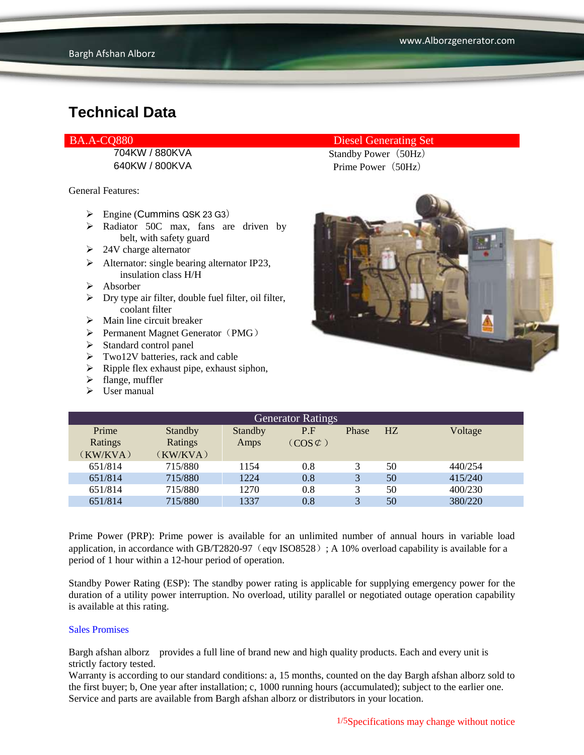# Technical Data

| BA.A-CQ880 | Diesel Generating Set |
|---|---|
| 704KW / 880KVA | Standby Power（50Hz） |
| 640KW / 800KVA | Prime Power（50Hz） |

General Features:

- Engine (Cummins QSK 23 G3)
- Radiator 50C max, fans are driven by belt, with safety guard
- 24V charge alternator
- Alternator: single bearing alternator IP23, insulation class H/H
- Absorber
- Dry type air filter, double fuel filter, oil filter, coolant filter
- Main line circuit breaker
- Permanent Magnet Generator（PMG）
- Standard control panel
- Two12V batteries, rack and cable
- Ripple flex exhaust pipe, exhaust siphon,
- flange, muffler
- User manual

| Generator Ratings | | | | | | |
|---|---|---|---|---|---|---|
| Prime Ratings（KW/KVA） | Standby Ratings（KW/KVA） | Standby Amps | P.F（COS¢） | Phase | HZ | Voltage |
| 651/814 | 715/880 | 1154 | 0.8 | 3 | 50 | 440/254 |
| 651/814 | 715/880 | 1224 | 0.8 | 3 | 50 | 415/240 |
| 651/814 | 715/880 | 1270 | 0.8 | 3 | 50 | 400/230 |
| 651/814 | 715/880 | 1337 | 0.8 | 3 | 50 | 380/220 |

Prime Power (PRP): Prime power is available for an unlimited number of annual hours in variable load application, in accordance with GB/T2820-97（eqv ISO8528）; A 10% overload capability is available for a period of 1 hour within a 12-hour period of operation.

Standby Power Rating (ESP): The standby power rating is applicable for supplying emergency power for the duration of a utility power interruption. No overload, utility parallel or negotiated outage operation capability is available at this rating.

Sales Promises

Bargh afshan alborz provides a full line of brand new and high quality products. Each and every unit is strictly factory tested.
Warranty is according to our standard conditions: a, 15 months, counted on the day Bargh afshan alborz sold to the first buyer; b, One year after installation; c, 1000 running hours (accumulated); subject to the earlier one.
Service and parts are available from Bargh afshan alborz or distributors in your location.

Specifications may change without notice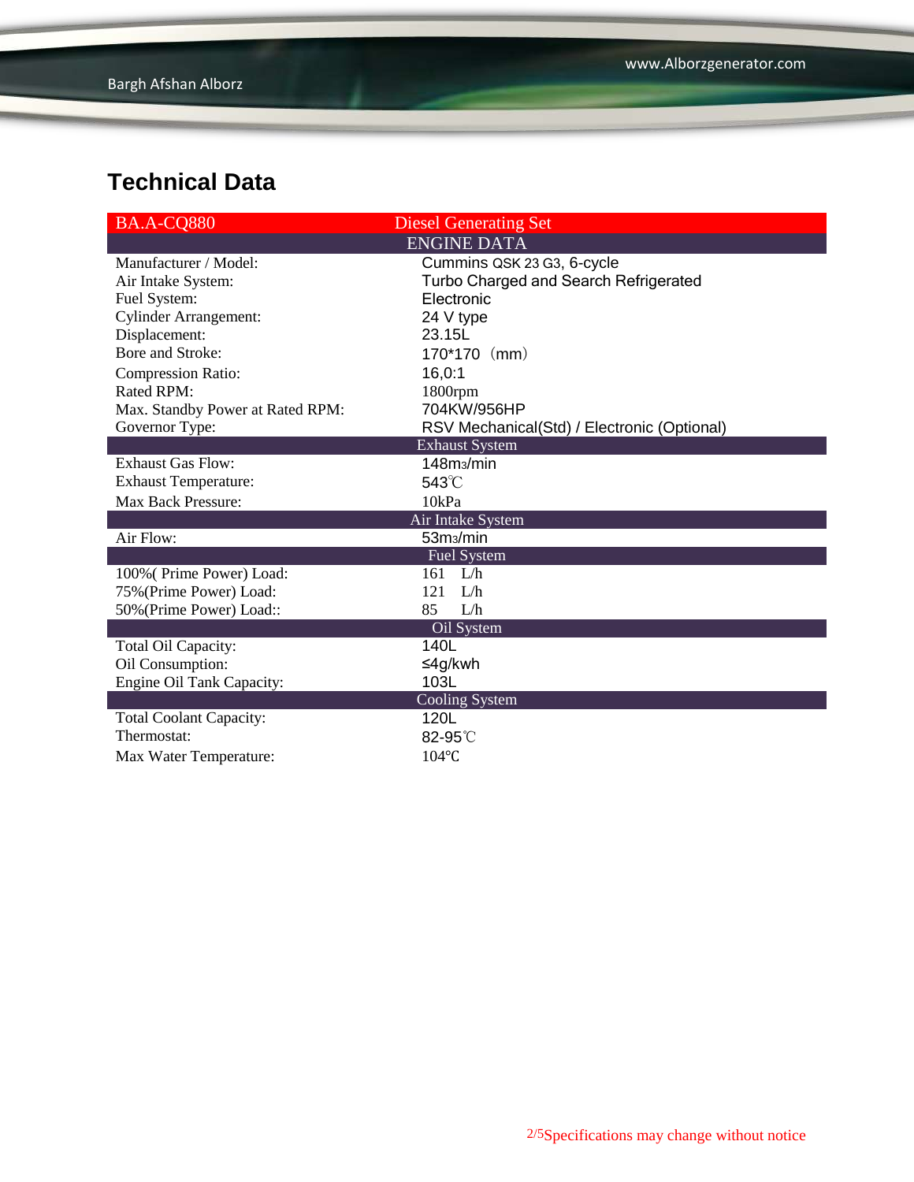## Technical Data

| BA.A-CQ880 | Diesel Generating Set |
|---|---|
| **ENGINE DATA** | |
| Manufacturer / Model: | Cummins QSK 23 G3, 6-cycle |
| Air Intake System: | Turbo Charged and Search Refrigerated |
| Fuel System: | Electronic |
| Cylinder Arrangement: | 24 V type |
| Displacement: | 23.15L |
| Bore and Stroke: | 170*170（mm） |
| Compression Ratio: | 16,0:1 |
| Rated RPM: | 1800rpm |
| Max. Standby Power at Rated RPM: | 704KW/956HP |
| Governor Type: | RSV Mechanical(Std) / Electronic (Optional) |
| **Exhaust System** | |
| Exhaust Gas Flow: | 148$m^3$/min |
| Exhaust Temperature: | 543℃ |
| Max Back Pressure: | 10kPa |
| **Air Intake System** | |
| Air Flow: | 53$m^3$/min |
| **Fuel System** | |
| 100%( Prime Power) Load: | 161 L/h |
| 75%(Prime Power) Load: | 121 L/h |
| 50%(Prime Power) Load:: | 85 L/h |
| **Oil System** | |
| Total Oil Capacity: | 140L |
| Oil Consumption: | ≤4g/kwh |
| Engine Oil Tank Capacity: | 103L |
| **Cooling System** | |
| Total Coolant Capacity: | 120L |
| Thermostat: | 82-95℃ |
| Max Water Temperature: | 104℃ |

Specifications may change without notice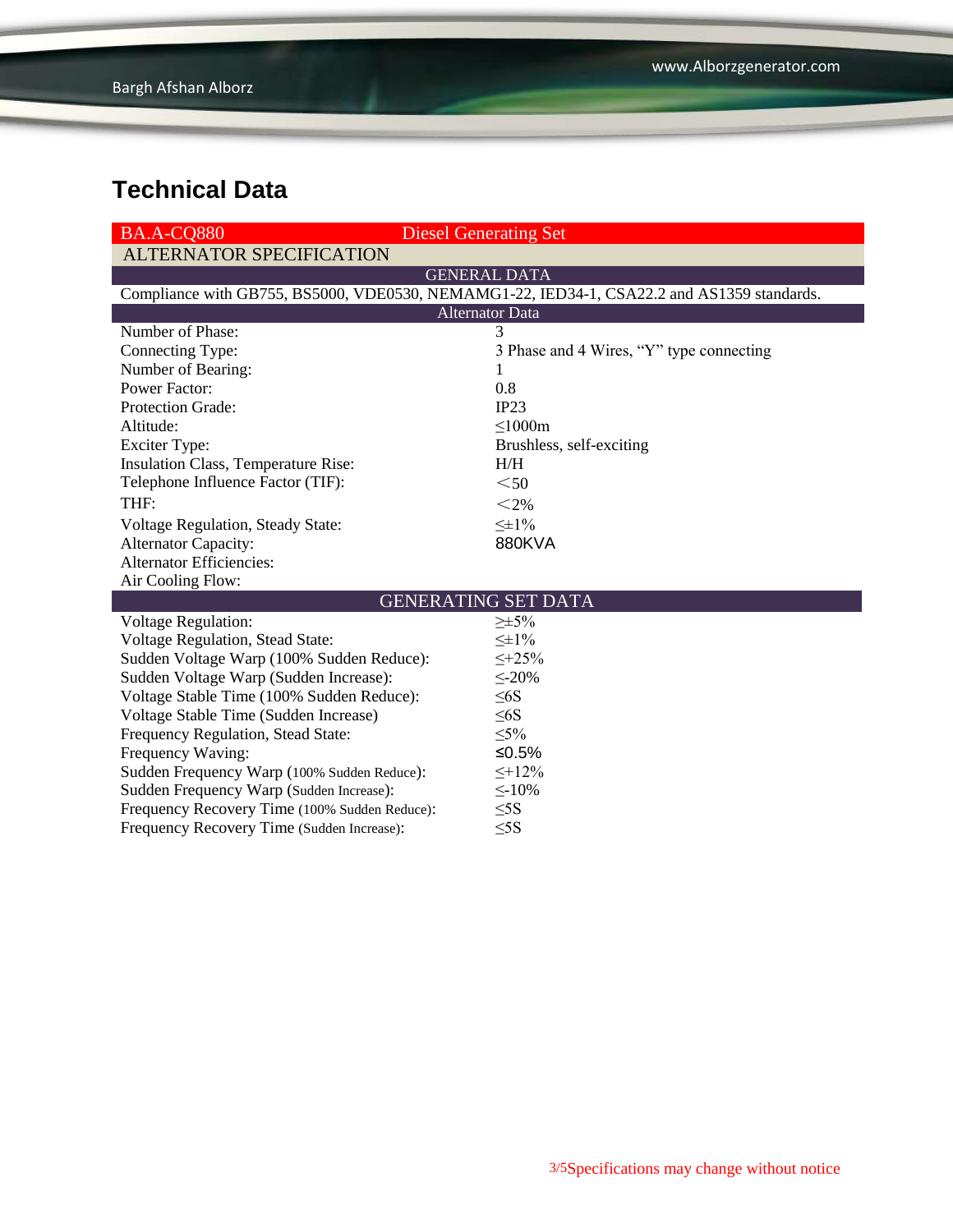# Technical Data

| BA.A-CQ880 | Diesel Generating Set |
|---|---|
| **ALTERNATOR SPECIFICATION** | |
| **GENERAL DATA** | |
| Compliance with GB755, BS5000, VDE0530, NEMAMG1-22, IED34-1, CSA22.2 and AS1359 standards. | |
| **Alternator Data** | |
| Number of Phase: | 3 |
| Connecting Type: | 3 Phase and 4 Wires, “Y” type connecting |
| Number of Bearing: | 1 |
| Power Factor: | 0.8 |
| Protection Grade: | IP23 |
| Altitude: | ≤1000m |
| Exciter Type: | Brushless, self-exciting |
| Insulation Class, Temperature Rise: | H/H |
| Telephone Influence Factor (TIF): | ＜50 |
| THF: | ＜2% |
| Voltage Regulation, Steady State: | ≤±1% |
| Alternator Capacity: | 880KVA |
| Alternator Efficiencies: | |
| Air Cooling Flow: | |
| **GENERATING SET DATA** | |
| Voltage Regulation: | ≥±5% |
| Voltage Regulation, Stead State: | ≤±1% |
| Sudden Voltage Warp (100% Sudden Reduce): | ≤+25% |
| Sudden Voltage Warp (Sudden Increase): | ≤-20% |
| Voltage Stable Time (100% Sudden Reduce): | ≤6S |
| Voltage Stable Time (Sudden Increase) | ≤6S |
| Frequency Regulation, Stead State: | ≤5% |
| Frequency Waving: | ≤0.5% |
| Sudden Frequency Warp (100% Sudden Reduce): | ≤+12% |
| Sudden Frequency Warp (Sudden Increase): | ≤-10% |
| Frequency Recovery Time (100% Sudden Reduce): | ≤5S |
| Frequency Recovery Time (Sudden Increase): | ≤5S |

Specifications may change without notice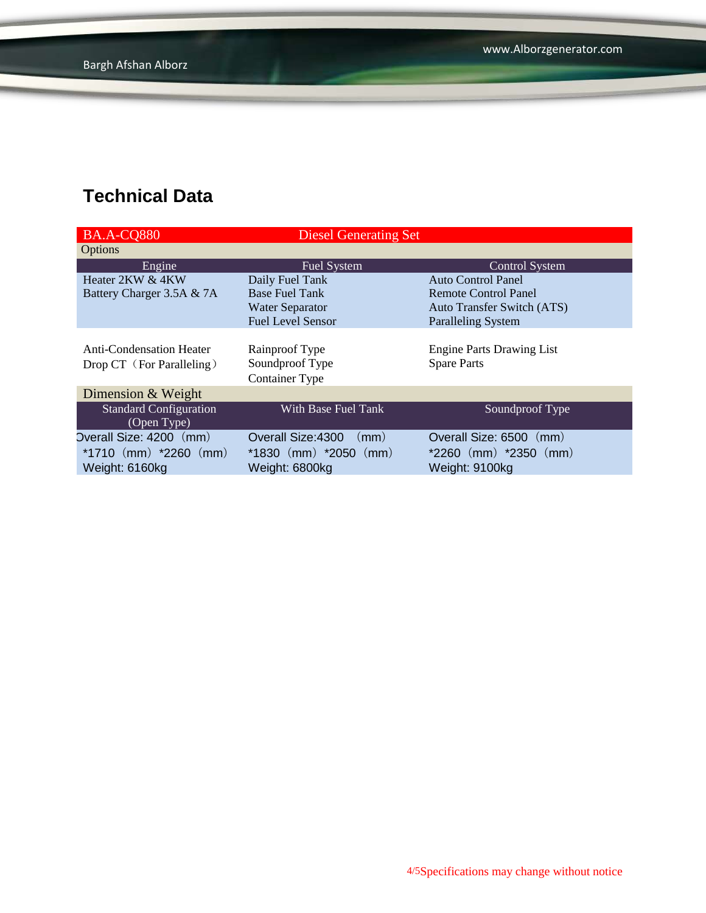## Technical Data

| BA.A-CQ880 | Diesel Generating Set | |
|---|---|---|
| Options | | |
| Engine | Fuel System | Control System |
| Heater 2KW & 4KW<br>Battery Charger 3.5A & 7A | Daily Fuel Tank<br>Base Fuel Tank<br>Water Separator<br>Fuel Level Sensor | Auto Control Panel<br>Remote Control Panel<br>Auto Transfer Switch (ATS)<br>Paralleling System |
| Anti-Condensation Heater<br>Drop CT（For Paralleling） | Rainproof Type<br>Soundproof Type<br>Container Type | Engine Parts Drawing List<br>Spare Parts |
| Dimension & Weight | | |
| Standard Configuration (Open Type) | With Base Fuel Tank | Soundproof Type |
| Overall Size: 4200（mm）*1710（mm）*2260（mm）<br>Weight: 6160kg | Overall Size:4300 （mm）*1830（mm）*2050（mm）<br>Weight: 6800kg | Overall Size: 6500（mm）*2260（mm）*2350（mm）<br>Weight: 9100kg |

Specifications may change without notice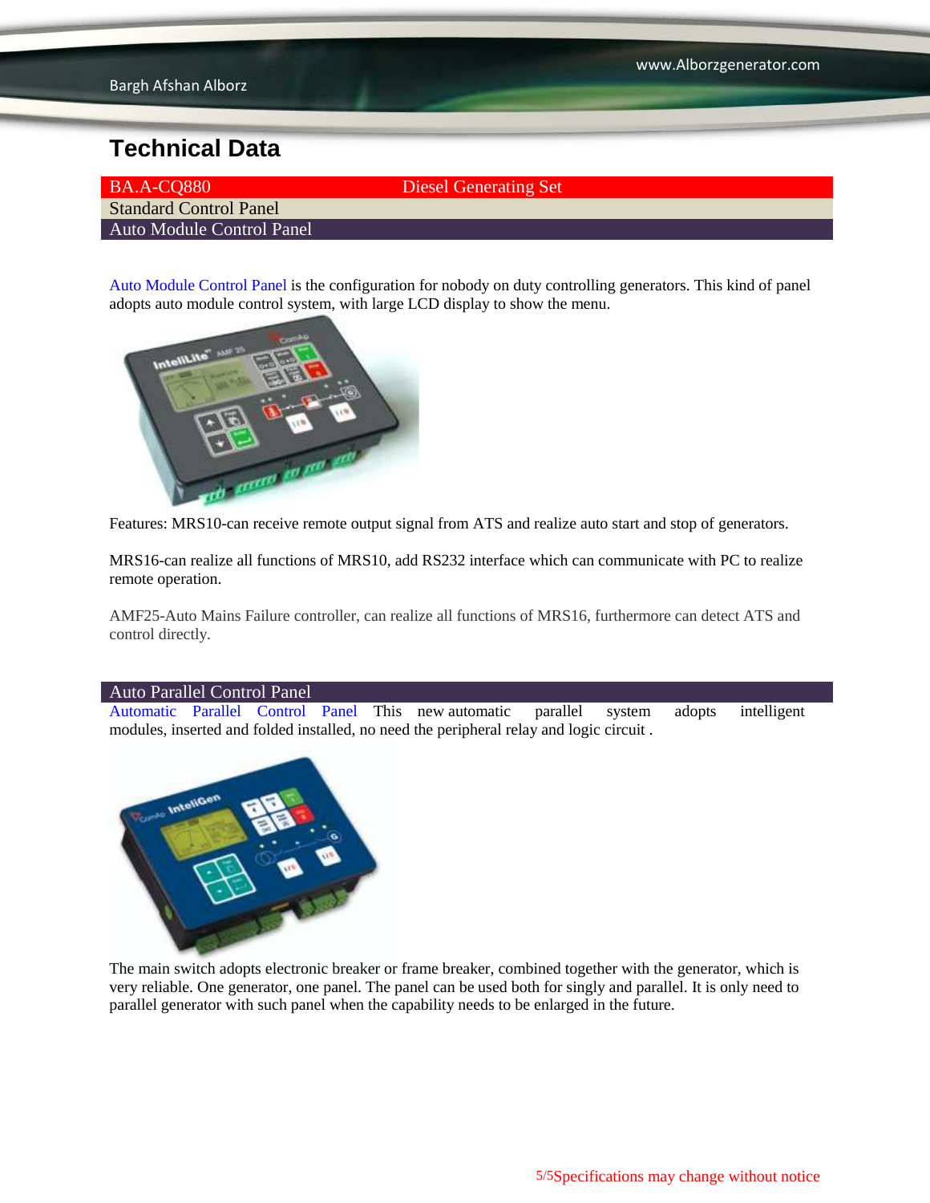# Technical Data

| | |
|---|---|
| BA.A-CQ880 | Diesel Generating Set |
| Standard Control Panel | |
| Auto Module Control Panel | |

Auto Module Control Panel is the configuration for nobody on duty controlling generators. This kind of panel adopts auto module control system, with large LCD display to show the menu.

Features: MRS10-can receive remote output signal from ATS and realize auto start and stop of generators.

MRS16-can realize all functions of MRS10, add RS232 interface which can communicate with PC to realize remote operation.

AMF25-Auto Mains Failure controller, can realize all functions of MRS16, furthermore can detect ATS and control directly.

## Auto Parallel Control Panel

Automatic Parallel Control Panel This new automatic parallel system adopts intelligent modules, inserted and folded installed, no need the peripheral relay and logic circuit .

The main switch adopts electronic breaker or frame breaker, combined together with the generator, which is very reliable. One generator, one panel. The panel can be used both for singly and parallel. It is only need to parallel generator with such panel when the capability needs to be enlarged in the future.

Specifications may change without notice